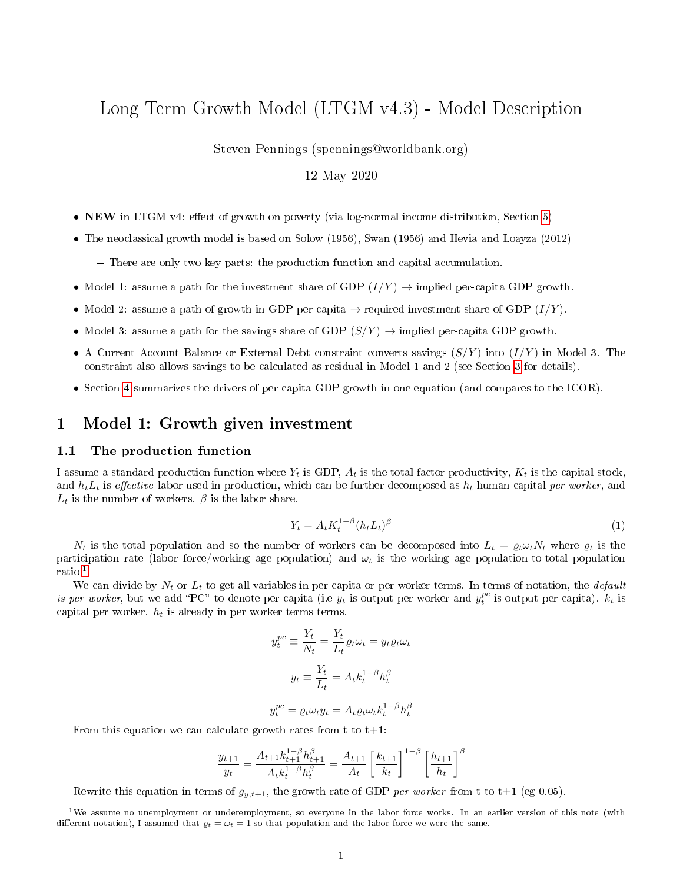# Long Term Growth Model (LTGM v4.3) - Model Description

Steven Pennings (spennings@worldbank.org)

12 May 2020

- **NEW** in LTGM v4: effect of growth on poverty (via log-normal income distribution, Section 5)
- The neoclassical growth model is based on Solow (1956), Swan (1956) and Hevia and Loayza (2012)
  - There are only two key parts: the production function and capital accumulation.
- Model 1: assume a path for the investment share of GDP ($I/Y$) → implied per-capita GDP growth.
- Model 2: assume a path of growth in GDP per capita → required investment share of GDP ($I/Y$).
- Model 3: assume a path for the savings share of GDP ($S/Y$) → implied per-capita GDP growth.
- A Current Account Balance or External Debt constraint converts savings ($S/Y$) into ($I/Y$) in Model 3. The constraint also allows savings to be calculated as residual in Model 1 and 2 (see Section 3 for details).
- Section 4 summarizes the drivers of per-capita GDP growth in one equation (and compares to the ICOR).

## 1 Model 1: Growth given investment

### 1.1 The production function

I assume a standard production function where $Y_t$ is GDP, $A_t$ is the total factor productivity, $K_t$ is the capital stock, and $h_t L_t$ is *effective* labor used in production, which can be further decomposed as $h_t$ human capital *per worker*, and $L_t$ is the number of workers. $\beta$ is the labor share.

$$Y_t = A_t K_t^{1-\beta}(h_t L_t)^{\beta} \tag{1}$$

$N_t$ is the total population and so the number of workers can be decomposed into $L_t = \varrho_t \omega_t N_t$ where $\varrho_t$ is the participation rate (labor force/working age population) and $\omega_t$ is the working age population-to-total population ratio.[1]

We can divide by $N_t$ or $L_t$ to get all variables in per capita or per worker terms. In terms of notation, the *default is per worker*, but we add "PC" to denote per capita (i.e $y_t$ is output per worker and $y_t^{pc}$ is output per capita). $k_t$ is capital per worker. $h_t$ is already in per worker terms terms.

$$y_t^{pc} \equiv \frac{Y_t}{N_t} = \frac{Y_t}{L_t}\varrho_t\omega_t = y_t\varrho_t\omega_t$$

$$y_t \equiv \frac{Y_t}{L_t} = A_t k_t^{1-\beta} h_t^{\beta}$$

$$y_t^{pc} = \varrho_t\omega_t y_t = A_t\varrho_t\omega_t k_t^{1-\beta} h_t^{\beta}$$

From this equation we can calculate growth rates from t to t+1:

$$\frac{y_{t+1}}{y_t} = \frac{A_{t+1}k_{t+1}^{1-\beta}h_{t+1}^{\beta}}{A_t k_t^{1-\beta}h_t^{\beta}} = \frac{A_{t+1}}{A_t}\left[\frac{k_{t+1}}{k_t}\right]^{1-\beta}\left[\frac{h_{t+1}}{h_t}\right]^{\beta}$$

Rewrite this equation in terms of $g_{y,t+1}$, the growth rate of GDP *per worker* from t to t+1 (eg 0.05).

[1] We assume no unemployment or underemployment, so everyone in the labor force works. In an earlier version of this note (with different notation), I assumed that $\varrho_t = \omega_t = 1$ so that population and the labor force we were the same.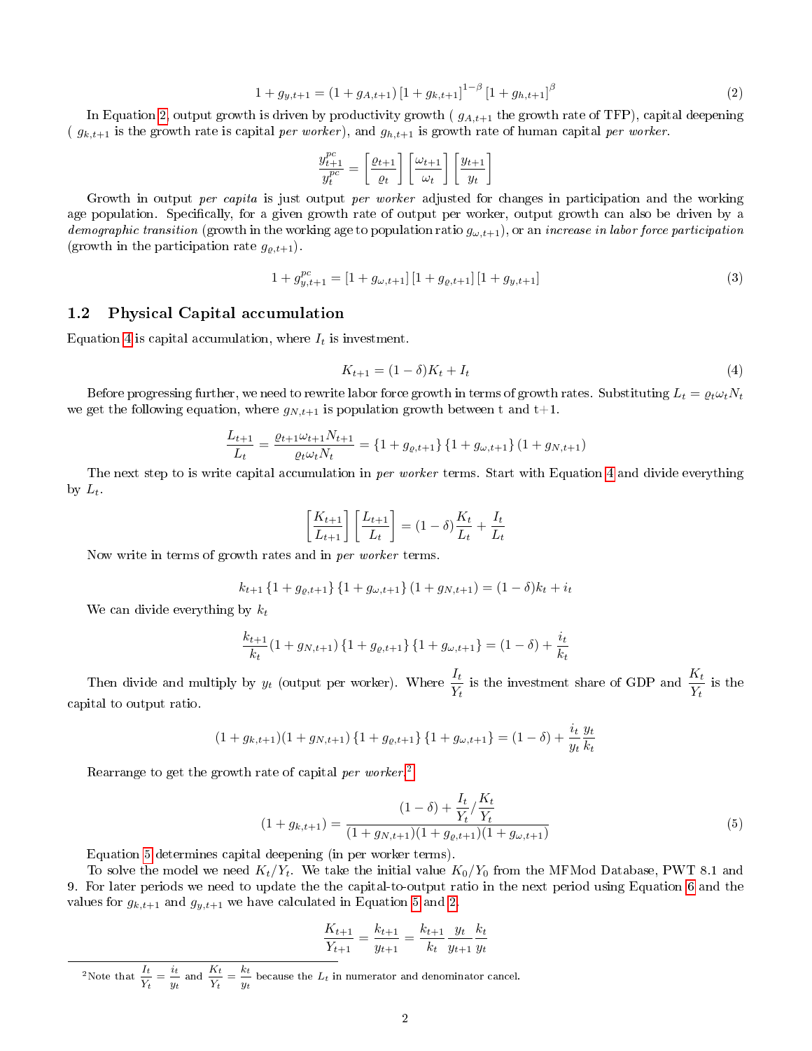$$1 + g_{y,t+1} = (1 + g_{A,t+1}) \left[1 + g_{k,t+1}\right]^{1-\beta} \left[1 + g_{h,t+1}\right]^{\beta} \tag{2}$$

In Equation 2, output growth is driven by productivity growth ( $g_{A,t+1}$ the growth rate of TFP), capital deepening ( $g_{k,t+1}$ is the growth rate is capital *per worker*), and $g_{h,t+1}$ is growth rate of human capital *per worker*.

$$\frac{y^{pc}_{t+1}}{y^{pc}_{t}} = \left[\frac{\varrho_{t+1}}{\varrho_t}\right] \left[\frac{\omega_{t+1}}{\omega_t}\right] \left[\frac{y_{t+1}}{y_t}\right]$$

Growth in output *per capita* is just output *per worker* adjusted for changes in participation and the working age population. Specifically, for a given growth rate of output per worker, output growth can also be driven by a *demographic transition* (growth in the working age to population ratio $g_{\omega,t+1}$), or an *increase in labor force participation* (growth in the participation rate $g_{\varrho,t+1}$).

$$1 + g^{pc}_{y,t+1} = \left[1 + g_{\omega,t+1}\right] \left[1 + g_{\varrho,t+1}\right] \left[1 + g_{y,t+1}\right] \tag{3}$$

## 1.2 Physical Capital accumulation

Equation 4 is capital accumulation, where $I_t$ is investment.

$$K_{t+1} = (1 - \delta) K_t + I_t \tag{4}$$

Before progressing further, we need to rewrite labor force growth in terms of growth rates. Substituting $L_t = \varrho_t \omega_t N_t$ we get the following equation, where $g_{N,t+1}$ is population growth between t and t+1.

$$\frac{L_{t+1}}{L_t} = \frac{\varrho_{t+1} \omega_{t+1} N_{t+1}}{\varrho_t \omega_t N_t} = \left\{1 + g_{\varrho,t+1}\right\} \left\{1 + g_{\omega,t+1}\right\} (1 + g_{N,t+1})$$

The next step to is write capital accumulation in *per worker* terms. Start with Equation 4 and divide everything by $L_t$.

$$\left[\frac{K_{t+1}}{L_{t+1}}\right] \left[\frac{L_{t+1}}{L_t}\right] = (1 - \delta) \frac{K_t}{L_t} + \frac{I_t}{L_t}$$

Now write in terms of growth rates and in *per worker* terms.

$$k_{t+1} \left\{1 + g_{\varrho,t+1}\right\} \left\{1 + g_{\omega,t+1}\right\} (1 + g_{N,t+1}) = (1 - \delta) k_t + i_t$$

We can divide everything by $k_t$

$$\frac{k_{t+1}}{k_t} (1 + g_{N,t+1}) \left\{1 + g_{\varrho,t+1}\right\} \left\{1 + g_{\omega,t+1}\right\} = (1 - \delta) + \frac{i_t}{k_t}$$

Then divide and multiply by $y_t$ (output per worker). Where $\frac{I_t}{Y_t}$ is the investment share of GDP and $\frac{K_t}{Y_t}$ is the capital to output ratio.

$$(1 + g_{k,t+1})(1 + g_{N,t+1}) \left\{1 + g_{\varrho,t+1}\right\} \left\{1 + g_{\omega,t+1}\right\} = (1 - \delta) + \frac{i_t}{y_t} \frac{y_t}{k_t}$$

Rearrange to get the growth rate of capital *per worker*.[2]

$$(1 + g_{k,t+1}) = \frac{(1 - \delta) + \frac{I_t}{Y_t} / \frac{K_t}{Y_t}}{(1 + g_{N,t+1})(1 + g_{\varrho,t+1})(1 + g_{\omega,t+1})} \tag{5}$$

Equation 5 determines capital deepening (in per worker terms).

To solve the model we need $K_t/Y_t$. We take the initial value $K_0/Y_0$ from the MFMod Database, PWT 8.1 and 9. For later periods we need to update the the capital-to-output ratio in the next period using Equation 6 and the values for $g_{k,t+1}$ and $g_{y,t+1}$ we have calculated in Equation 5 and 2.

$$\frac{K_{t+1}}{Y_{t+1}} = \frac{k_{t+1}}{y_{t+1}} = \frac{k_{t+1}}{k_t} \frac{y_t}{y_{t+1}} \frac{k_t}{y_t}$$

[2] Note that $\frac{I_t}{Y_t} = \frac{i_t}{y_t}$ and $\frac{K_t}{Y_t} = \frac{k_t}{y_t}$ because the $L_t$ in numerator and denominator cancel.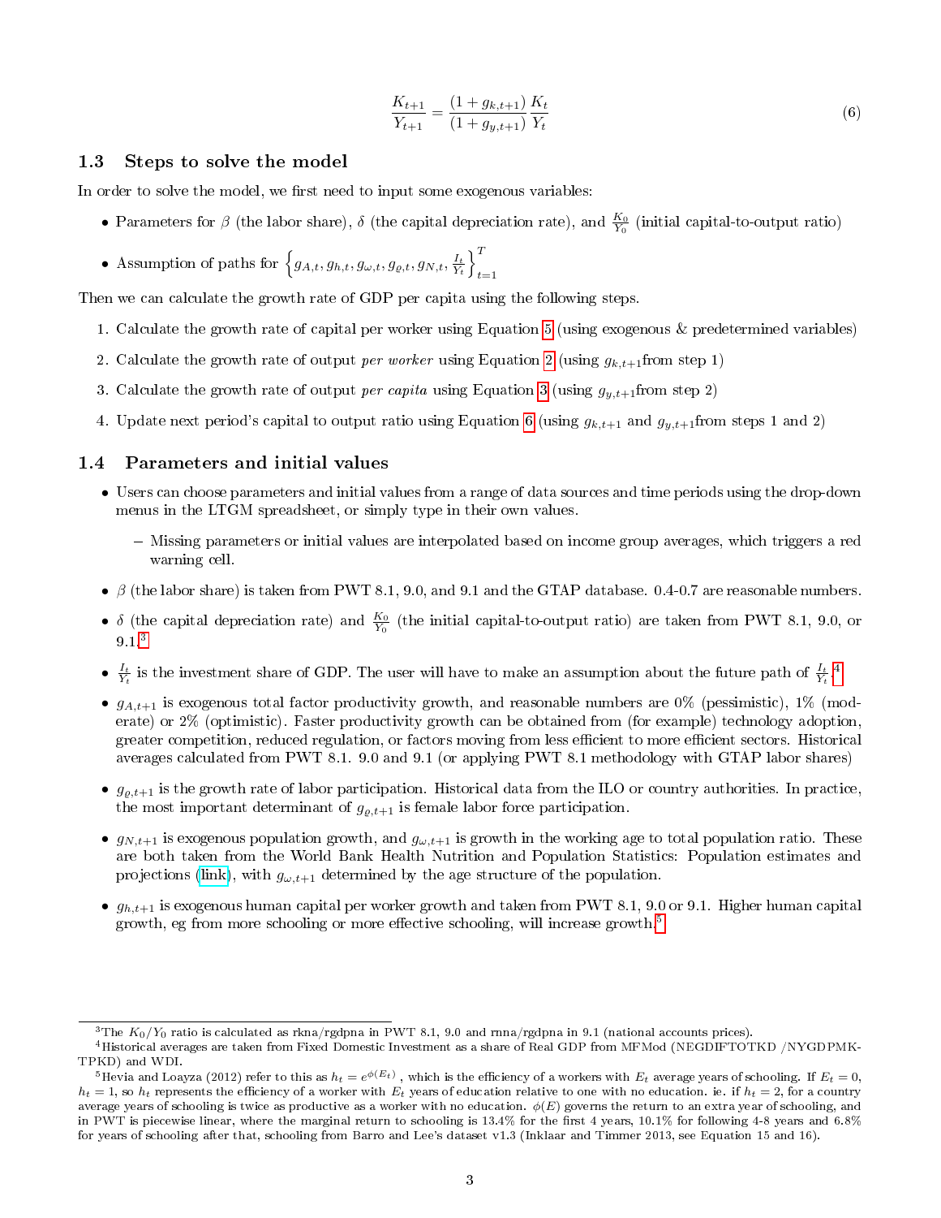$$\frac{K_{t+1}}{Y_{t+1}} = \frac{(1+g_{k,t+1})}{(1+g_{y,t+1})}\frac{K_t}{Y_t} \tag{6}$$

### 1.3 Steps to solve the model

In order to solve the model, we first need to input some exogenous variables:

- Parameters for $\beta$ (the labor share), $\delta$ (the capital depreciation rate), and $\frac{K_0}{Y_0}$ (initial capital-to-output ratio)
- Assumption of paths for $\left\{g_{A,t}, g_{h,t}, g_{\omega,t}, g_{\varrho,t}, g_{N,t}, \frac{I_t}{Y_t}\right\}_{t=1}^{T}$

Then we can calculate the growth rate of GDP per capita using the following steps.

1. Calculate the growth rate of capital per worker using Equation 5 (using exogenous & predetermined variables)
2. Calculate the growth rate of output *per worker* using Equation 2 (using $g_{k,t+1}$from step 1)
3. Calculate the growth rate of output *per capita* using Equation 3 (using $g_{y,t+1}$from step 2)
4. Update next period's capital to output ratio using Equation 6 (using $g_{k,t+1}$ and $g_{y,t+1}$from steps 1 and 2)

### 1.4 Parameters and initial values

- Users can choose parameters and initial values from a range of data sources and time periods using the drop-down menus in the LTGM spreadsheet, or simply type in their own values.
  - Missing parameters or initial values are interpolated based on income group averages, which triggers a red warning cell.
- $\beta$ (the labor share) is taken from PWT 8.1, 9.0, and 9.1 and the GTAP database. 0.4-0.7 are reasonable numbers.
- $\delta$ (the capital depreciation rate) and $\frac{K_0}{Y_0}$ (the initial capital-to-output ratio) are taken from PWT 8.1, 9.0, or 9.1.[3]
- $\frac{I_t}{Y_t}$ is the investment share of GDP. The user will have to make an assumption about the future path of $\frac{I_t}{Y_t}$.[4]
- $g_{A,t+1}$ is exogenous total factor productivity growth, and reasonable numbers are 0% (pessimistic), 1% (moderate) or 2% (optimistic). Faster productivity growth can be obtained from (for example) technology adoption, greater competition, reduced regulation, or factors moving from less efficient to more efficient sectors. Historical averages calculated from PWT 8.1. 9.0 and 9.1 (or applying PWT 8.1 methodology with GTAP labor shares)
- $g_{\varrho,t+1}$ is the growth rate of labor participation. Historical data from the ILO or country authorities. In practice, the most important determinant of $g_{\varrho,t+1}$ is female labor force participation.
- $g_{N,t+1}$ is exogenous population growth, and $g_{\omega,t+1}$ is growth in the working age to total population ratio. These are both taken from the World Bank Health Nutrition and Population Statistics: Population estimates and projections (link), with $g_{\omega,t+1}$ determined by the age structure of the population.
- $g_{h,t+1}$ is exogenous human capital per worker growth and taken from PWT 8.1, 9.0 or 9.1. Higher human capital growth, eg from more schooling or more effective schooling, will increase growth.[5]

---

[3] The $K_0/Y_0$ ratio is calculated as rkna/rgdpna in PWT 8.1, 9.0 and rnna/rgdpna in 9.1 (national accounts prices).

[4] Historical averages are taken from Fixed Domestic Investment as a share of Real GDP from MFMod (NEGDIFTOTKD /NYGDPMKTPKD) and WDI.

[5] Hevia and Loayza (2012) refer to this as $h_t = e^{\phi(E_t)}$ , which is the efficiency of a workers with $E_t$ average years of schooling. If $E_t = 0$, $h_t = 1$, so $h_t$ represents the efficiency of a worker with $E_t$ years of education relative to one with no education. ie. if $h_t = 2$, for a country average years of schooling is twice as productive as a worker with no education. $\phi(E)$ governs the return to an extra year of schooling, and in PWT is piecewise linear, where the marginal return to schooling is 13.4% for the first 4 years, 10.1% for following 4-8 years and 6.8% for years of schooling after that, schooling from Barro and Lee's dataset v1.3 (Inklaar and Timmer 2013, see Equation 15 and 16).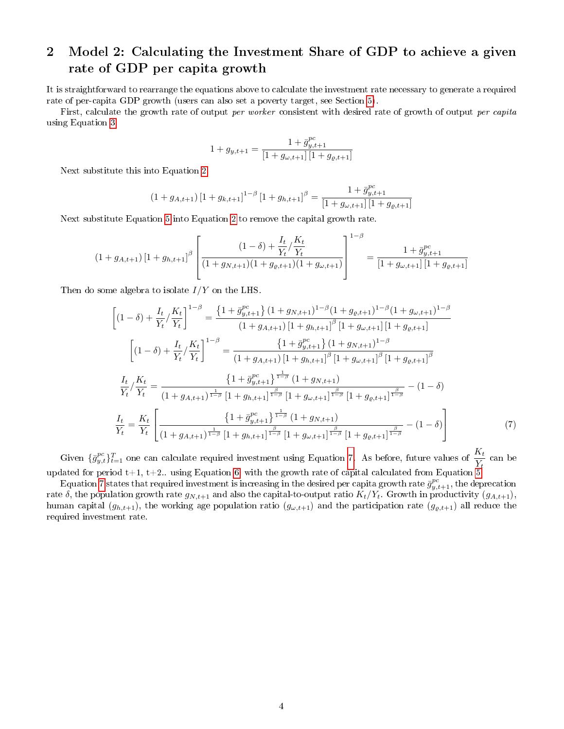## 2 Model 2: Calculating the Investment Share of GDP to achieve a given rate of GDP per capita growth

It is straightforward to rearrange the equations above to calculate the investment rate necessary to generate a required rate of per-capita GDP growth (users can also set a poverty target, see Section 5).

First, calculate the growth rate of output *per worker* consistent with desired rate of growth of output *per capita* using Equation 3

$$1 + g_{y,t+1} = \frac{1 + \bar{g}^{pc}_{y,t+1}}{[1 + g_{\omega,t+1}]\,[1 + g_{\varrho,t+1}]}$$

Next substitute this into Equation 2

$$(1 + g_{A,t+1})\,[1 + g_{k,t+1}]^{1-\beta}\,[1 + g_{h,t+1}]^{\beta} = \frac{1 + \bar{g}^{pc}_{y,t+1}}{[1 + g_{\omega,t+1}]\,[1 + g_{\varrho,t+1}]}$$

Next substitute Equation 5 into Equation 2 to remove the capital growth rate.

$$(1 + g_{A,t+1})\,[1 + g_{h,t+1}]^{\beta} \left[ \frac{(1-\delta) + \frac{I_t}{Y_t} / \frac{K_t}{Y_t}}{(1 + g_{N,t+1})(1 + g_{\varrho,t+1})(1 + g_{\omega,t+1})} \right]^{1-\beta} = \frac{1 + \bar{g}^{pc}_{y,t+1}}{[1 + g_{\omega,t+1}]\,[1 + g_{\varrho,t+1}]}$$

Then do some algebra to isolate $I/Y$ on the LHS.

$$\left[(1-\delta) + \frac{I_t}{Y_t} / \frac{K_t}{Y_t}\right]^{1-\beta} = \frac{\left\{1 + \bar{g}^{pc}_{y,t+1}\right\}(1 + g_{N,t+1})^{1-\beta}(1 + g_{\varrho,t+1})^{1-\beta}(1 + g_{\omega,t+1})^{1-\beta}}{(1 + g_{A,t+1})\,[1 + g_{h,t+1}]^{\beta}\,[1 + g_{\omega,t+1}]\,[1 + g_{\varrho,t+1}]}$$

$$\left[(1-\delta) + \frac{I_t}{Y_t} / \frac{K_t}{Y_t}\right]^{1-\beta} = \frac{\left\{1 + \bar{g}^{pc}_{y,t+1}\right\}(1 + g_{N,t+1})^{1-\beta}}{(1 + g_{A,t+1})\,[1 + g_{h,t+1}]^{\beta}\,[1 + g_{\omega,t+1}]^{\beta}\,[1 + g_{\varrho,t+1}]^{\beta}}$$

$$\frac{I_t}{Y_t} / \frac{K_t}{Y_t} = \frac{\left\{1 + \bar{g}^{pc}_{y,t+1}\right\}^{\frac{1}{1-\beta}}(1 + g_{N,t+1})}{(1 + g_{A,t+1})^{\frac{1}{1-\beta}}\,[1 + g_{h,t+1}]^{\frac{\beta}{1-\beta}}\,[1 + g_{\omega,t+1}]^{\frac{\beta}{1-\beta}}\,[1 + g_{\varrho,t+1}]^{\frac{\beta}{1-\beta}}} - (1-\delta)$$

$$\frac{I_t}{Y_t} = \frac{K_t}{Y_t}\left[\frac{\left\{1 + \bar{g}^{pc}_{y,t+1}\right\}^{\frac{1}{1-\beta}}(1 + g_{N,t+1})}{(1 + g_{A,t+1})^{\frac{1}{1-\beta}}\,[1 + g_{h,t+1}]^{\frac{\beta}{1-\beta}}\,[1 + g_{\omega,t+1}]^{\frac{\beta}{1-\beta}}\,[1 + g_{\varrho,t+1}]^{\frac{\beta}{1-\beta}}} - (1-\delta)\right] \tag{7}$$

Given $\{\bar{g}^{pc}_{y,t}\}_{t=1}^{T}$ one can calculate required investment using Equation 7. As before, future values of $\frac{K_t}{Y_t}$ can be updated for period t+1, t+2.. using Equation 6 with the growth rate of capital calculated from Equation 5.

Equation 7 states that required investment is increasing in the desired per capita growth rate $\bar{g}^{pc}_{y,t+1}$, the deprecation rate $\delta$, the population growth rate $g_{N,t+1}$ and also the capital-to-output ratio $K_t/Y_t$. Growth in productivity $(g_{A,t+1})$, human capital $(g_{h,t+1})$, the working age population ratio $(g_{\omega,t+1})$ and the participation rate $(g_{\varrho,t+1})$ all reduce the required investment rate.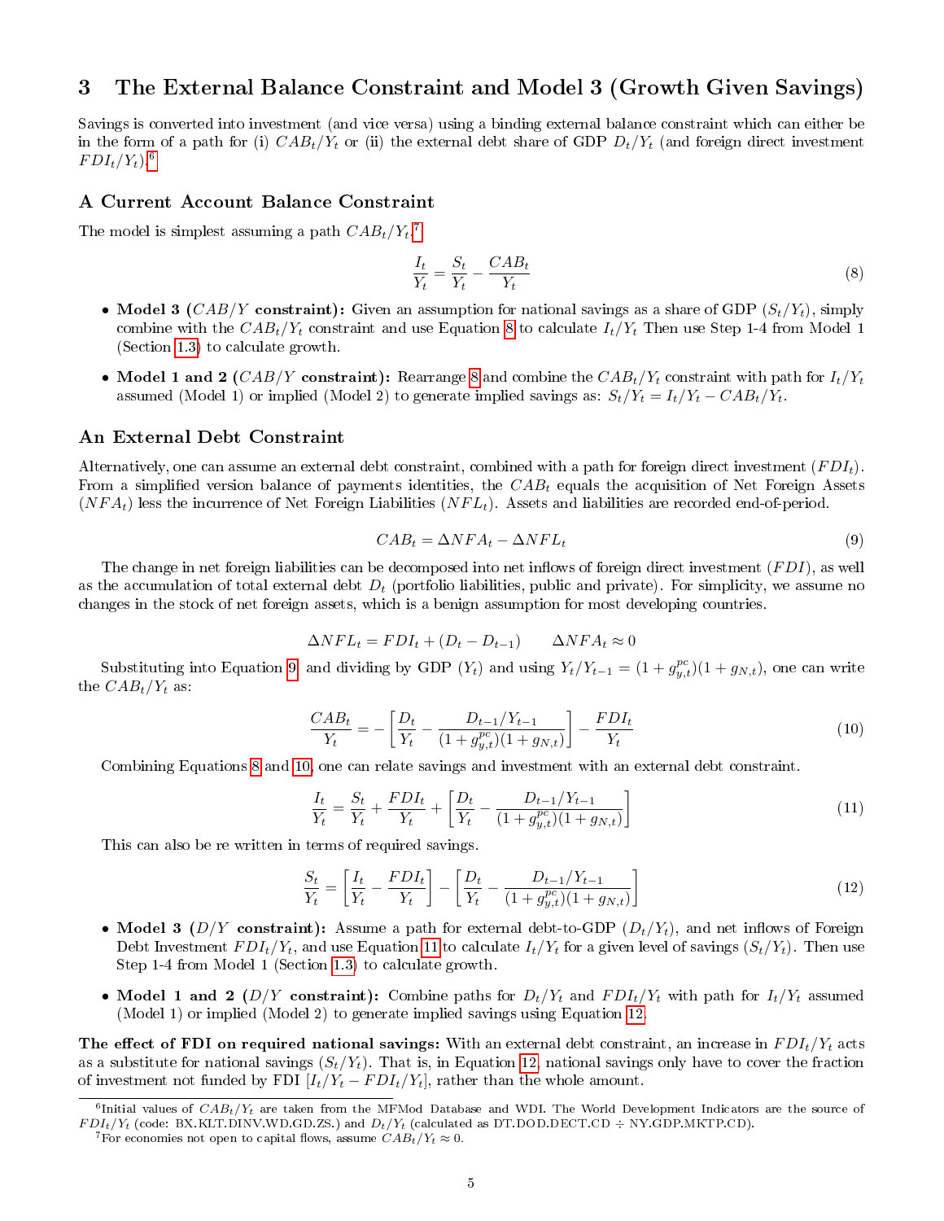# 3 The External Balance Constraint and Model 3 (Growth Given Savings)

Savings is converted into investment (and vice versa) using a binding external balance constraint which can either be in the form of a path for (i) $CAB_t/Y_t$ or (ii) the external debt share of GDP $D_t/Y_t$ (and foreign direct investment $FDI_t/Y_t$).[6]

### A Current Account Balance Constraint

The model is simplest assuming a path $CAB_t/Y_t$.[7]

$$\frac{I_t}{Y_t} = \frac{S_t}{Y_t} - \frac{CAB_t}{Y_t} \tag{8}$$

- **Model 3 ($CAB/Y$ constraint):** Given an assumption for national savings as a share of GDP ($S_t/Y_t$), simply combine with the $CAB_t/Y_t$ constraint and use Equation 8 to calculate $I_t/Y_t$ Then use Step 1-4 from Model 1 (Section 1.3) to calculate growth.
- **Model 1 and 2 ($CAB/Y$ constraint):** Rearrange 8 and combine the $CAB_t/Y_t$ constraint with path for $I_t/Y_t$ assumed (Model 1) or implied (Model 2) to generate implied savings as: $S_t/Y_t = I_t/Y_t - CAB_t/Y_t$.

### An External Debt Constraint

Alternatively, one can assume an external debt constraint, combined with a path for foreign direct investment ($FDI_t$). From a simplified version balance of payments identities, the $CAB_t$ equals the acquisition of Net Foreign Assets ($NFA_t$) less the incurrence of Net Foreign Liabilities ($NFL_t$). Assets and liabilities are recorded end-of-period.

$$CAB_t = \Delta NFA_t - \Delta NFL_t \tag{9}$$

The change in net foreign liabilities can be decomposed into net inflows of foreign direct investment ($FDI$), as well as the accumulation of total external debt $D_t$ (portfolio liabilities, public and private). For simplicity, we assume no changes in the stock of net foreign assets, which is a benign assumption for most developing countries.

$$\Delta NFL_t = FDI_t + (D_t - D_{t-1}) \qquad \Delta NFA_t \approx 0$$

Substituting into Equation 9 and dividing by GDP ($Y_t$) and using $Y_t/Y_{t-1} = (1 + g_{y,t}^{pc})(1 + g_{N,t})$, one can write the $CAB_t/Y_t$ as:

$$\frac{CAB_t}{Y_t} = -\left[\frac{D_t}{Y_t} - \frac{D_{t-1}/Y_{t-1}}{(1 + g_{y,t}^{pc})(1 + g_{N,t})}\right] - \frac{FDI_t}{Y_t} \tag{10}$$

Combining Equations 8 and 10, one can relate savings and investment with an external debt constraint.

$$\frac{I_t}{Y_t} = \frac{S_t}{Y_t} + \frac{FDI_t}{Y_t} + \left[\frac{D_t}{Y_t} - \frac{D_{t-1}/Y_{t-1}}{(1 + g_{y,t}^{pc})(1 + g_{N,t})}\right] \tag{11}$$

This can also be re written in terms of required savings.

$$\frac{S_t}{Y_t} = \left[\frac{I_t}{Y_t} - \frac{FDI_t}{Y_t}\right] - \left[\frac{D_t}{Y_t} - \frac{D_{t-1}/Y_{t-1}}{(1 + g_{y,t}^{pc})(1 + g_{N,t})}\right] \tag{12}$$

- **Model 3 ($D/Y$ constraint):** Assume a path for external debt-to-GDP ($D_t/Y_t$), and net inflows of Foreign Debt Investment $FDI_t/Y_t$, and use Equation 11 to calculate $I_t/Y_t$ for a given level of savings ($S_t/Y_t$). Then use Step 1-4 from Model 1 (Section 1.3) to calculate growth.
- **Model 1 and 2 ($D/Y$ constraint):** Combine paths for $D_t/Y_t$ and $FDI_t/Y_t$ with path for $I_t/Y_t$ assumed (Model 1) or implied (Model 2) to generate implied savings using Equation 12.

**The effect of FDI on required national savings:** With an external debt constraint, an increase in $FDI_t/Y_t$ acts as a substitute for national savings ($S_t/Y_t$). That is, in Equation 12, national savings only have to cover the fraction of investment not funded by FDI [$I_t/Y_t - FDI_t/Y_t$], rather than the whole amount.

[6] Initial values of $CAB_t/Y_t$ are taken from the MFMod Database and WDI. The World Development Indicators are the source of $FDI_t/Y_t$ (code: BX.KLT.DINV.WD.GD.ZS.) and $D_t/Y_t$ (calculated as DT.DOD.DECT.CD ÷ NY.GDP.MKTP.CD).

[7] For economies not open to capital flows, assume $CAB_t/Y_t \approx 0$.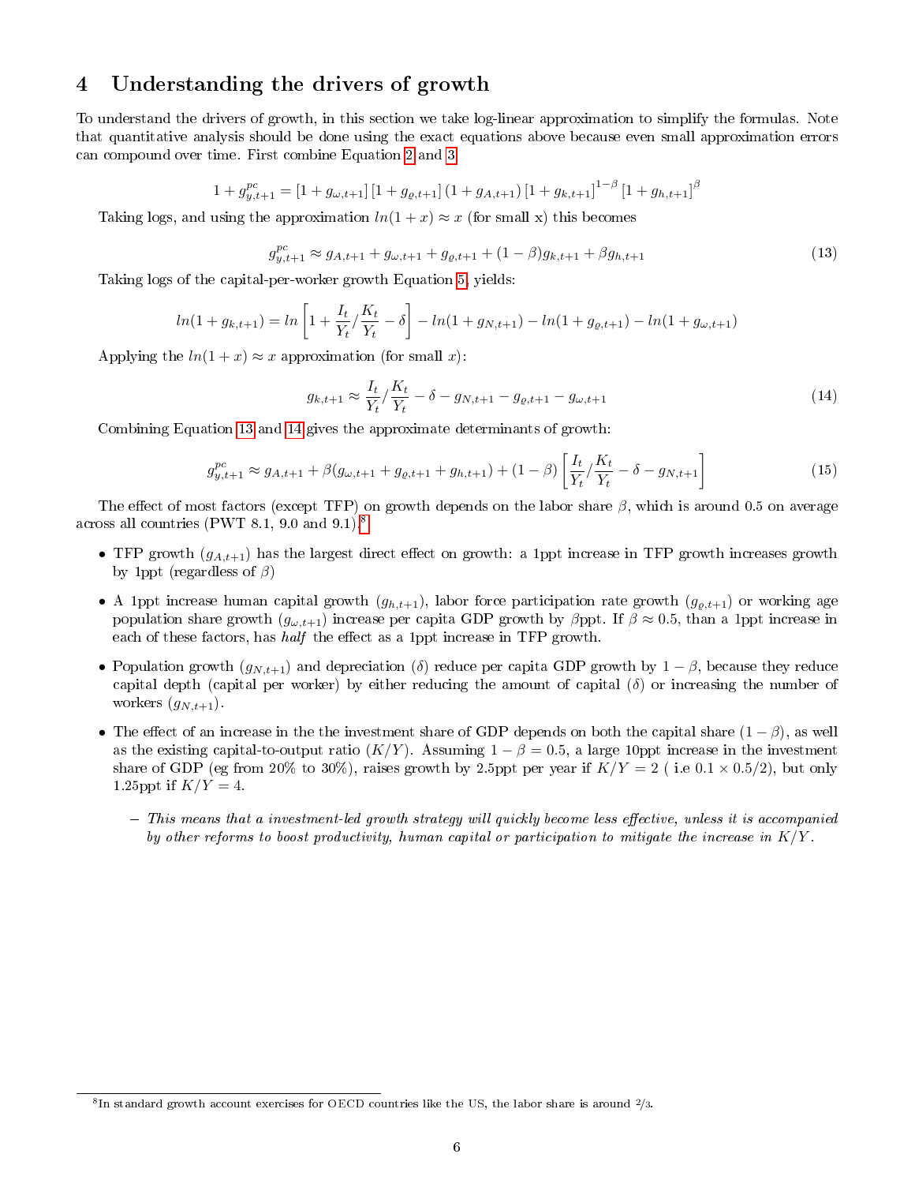# 4 Understanding the drivers of growth

To understand the drivers of growth, in this section we take log-linear approximation to simplify the formulas. Note that quantitative analysis should be done using the exact equations above because even small approximation errors can compound over time. First combine Equation 2 and 3

$$1 + g^{pc}_{y,t+1} = [1 + g_{\omega,t+1}]\,[1 + g_{\varrho,t+1}]\,(1 + g_{A,t+1})\,[1 + g_{k,t+1}]^{1-\beta}\,[1 + g_{h,t+1}]^{\beta}$$

Taking logs, and using the approximation $ln(1 + x) \approx x$ (for small x) this becomes

$$g^{pc}_{y,t+1} \approx g_{A,t+1} + g_{\omega,t+1} + g_{\varrho,t+1} + (1 - \beta)g_{k,t+1} + \beta g_{h,t+1} \tag{13}$$

Taking logs of the capital-per-worker growth Equation 5, yields:

$$ln(1 + g_{k,t+1}) = ln\left[1 + \frac{I_t}{Y_t} / \frac{K_t}{Y_t} - \delta\right] - ln(1 + g_{N,t+1}) - ln(1 + g_{\varrho,t+1}) - ln(1 + g_{\omega,t+1})$$

Applying the $ln(1 + x) \approx x$ approximation (for small $x$):

$$g_{k,t+1} \approx \frac{I_t}{Y_t} / \frac{K_t}{Y_t} - \delta - g_{N,t+1} - g_{\varrho,t+1} - g_{\omega,t+1} \tag{14}$$

Combining Equation 13 and 14 gives the approximate determinants of growth:

$$g^{pc}_{y,t+1} \approx g_{A,t+1} + \beta(g_{\omega,t+1} + g_{\varrho,t+1} + g_{h,t+1}) + (1 - \beta)\left[\frac{I_t}{Y_t} / \frac{K_t}{Y_t} - \delta - g_{N,t+1}\right] \tag{15}$$

The effect of most factors (except TFP) on growth depends on the labor share $\beta$, which is around 0.5 on average across all countries (PWT 8.1, 9.0 and 9.1).[8]

- TFP growth ($g_{A,t+1}$) has the largest direct effect on growth: a 1ppt increase in TFP growth increases growth by 1ppt (regardless of $\beta$)
- A 1ppt increase human capital growth ($g_{h,t+1}$), labor force participation rate growth ($g_{\varrho,t+1}$) or working age population share growth ($g_{\omega,t+1}$) increase per capita GDP growth by $\beta$ppt. If $\beta \approx 0.5$, than a 1ppt increase in each of these factors, has *half* the effect as a 1ppt increase in TFP growth.
- Population growth ($g_{N,t+1}$) and depreciation ($\delta$) reduce per capita GDP growth by $1 - \beta$, because they reduce capital depth (capital per worker) by either reducing the amount of capital ($\delta$) or increasing the number of workers ($g_{N,t+1}$).
- The effect of an increase in the the investment share of GDP depends on both the capital share $(1 - \beta)$, as well as the existing capital-to-output ratio $(K/Y)$. Assuming $1 - \beta = 0.5$, a large 10ppt increase in the investment share of GDP (eg from 20% to 30%), raises growth by 2.5ppt per year if $K/Y = 2$ ( i.e $0.1 \times 0.5/2$), but only 1.25ppt if $K/Y = 4$.
  - *This means that a investment-led growth strategy will quickly become less effective, unless it is accompanied by other reforms to boost productivity, human capital or participation to mitigate the increase in* $K/Y$.

[8] In standard growth account exercises for OECD countries like the US, the labor share is around 2/3.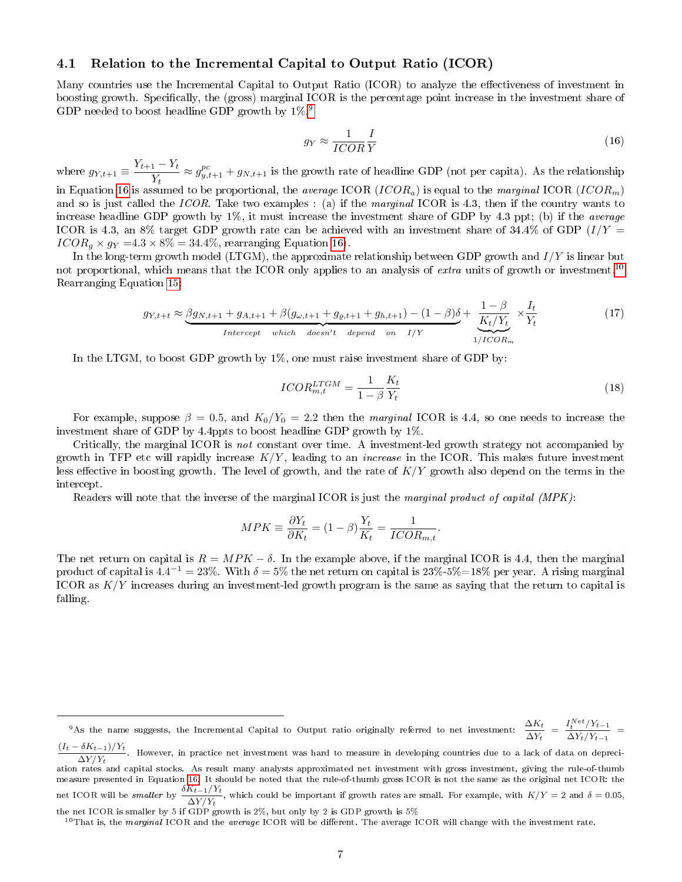### 4.1 Relation to the Incremental Capital to Output Ratio (ICOR)

Many countries use the Incremental Capital to Output Ratio (ICOR) to analyze the effectiveness of investment in boosting growth. Specifically, the (gross) marginal ICOR is the percentage point increase in the investment share of GDP needed to boost headline GDP growth by 1%.[9]

$$g_Y \approx \frac{1}{ICOR}\frac{I}{Y} \tag{16}$$

where $g_{Y,t+1} \equiv \dfrac{Y_{t+1} - Y_t}{Y_t} \approx g^{pc}_{y,t+1} + g_{N,t+1}$ is the growth rate of headline GDP (not per capita). As the relationship in Equation 16 is assumed to be proportional, the *average* ICOR ($ICOR_a$) is equal to the *marginal* ICOR ($ICOR_m$) and so is just called the *ICOR*. Take two examples : (a) if the *marginal* ICOR is 4.3, then if the country wants to increase headline GDP growth by 1%, it must increase the investment share of GDP by 4.3 ppt; (b) if the *average* ICOR is 4.3, an 8% target GDP growth rate can be achieved with an investment share of 34.4% of GDP ($I/Y = ICOR_g \times g_Y$ =4.3 × 8% = 34.4%, rearranging Equation 16).

In the long-term growth model (LTGM), the approximate relationship between GDP growth and $I/Y$ is linear but not proportional, which means that the ICOR only applies to an analysis of *extra* units of growth or investment.[10] Rearranging Equation 15:

$$g_{Y,t+t} \approx \underbrace{\beta g_{N,t+1} + g_{A,t+1} + \beta(g_{\omega,t+1} + g_{\varrho,t+1} + g_{h,t+1}) - (1-\beta)\delta}_{Intercept \quad which \quad doesn't \quad depend \quad on \quad I/Y} + \underbrace{\frac{1-\beta}{K_t/Y_t}}_{1/ICOR_m} \times \frac{I_t}{Y_t} \tag{17}$$

In the LTGM, to boost GDP growth by 1%, one must raise investment share of GDP by:

$$ICOR^{LTGM}_{m,t} = \frac{1}{1-\beta}\frac{K_t}{Y_t} \tag{18}$$

For example, suppose $\beta = 0.5$, and $K_0/Y_0 = 2.2$ then the *marginal* ICOR is 4.4, so one needs to increase the investment share of GDP by 4.4ppts to boost headline GDP growth by 1%.

Critically, the marginal ICOR is *not* constant over time. A investment-led growth strategy not accompanied by growth in TFP etc will rapidly increase $K/Y$, leading to an *increase* in the ICOR. This makes future investment less effective in boosting growth. The level of growth, and the rate of $K/Y$ growth also depend on the terms in the intercept.

Readers will note that the inverse of the marginal ICOR is just the *marginal product of capital (MPK)*:

$$MPK \equiv \frac{\partial Y_t}{\partial K_t} = (1-\beta)\frac{Y_t}{K_t} = \frac{1}{ICOR_{m,t}}.$$

The net return on capital is $R = MPK - \delta$. In the example above, if the marginal ICOR is 4.4, then the marginal product of capital is $4.4^{-1} = 23\%$. With $\delta = 5\%$ the net return on capital is 23%-5%=18% per year. A rising marginal ICOR as $K/Y$ increases during an investment-led growth program is the same as saying that the return to capital is falling.

---

[9] As the name suggests, the Incremental Capital to Output ratio originally referred to net investment: $\dfrac{\Delta K_t}{\Delta Y_t} = \dfrac{I^{Net}_t/Y_{t-1}}{\Delta Y_t/Y_{t-1}} = \dfrac{(I_t - \delta K_{t-1})/Y_t}{\Delta Y/Y_t}$. However, in practice net investment was hard to measure in developing countries due to a lack of data on depreciation rates and capital stocks. As result many analysts approximated net investment with gross investment, giving the rule-of-thumb measure presented in Equation 16. It should be noted that the rule-of-thumb gross ICOR is not the same as the original net ICOR: the net ICOR will be *smaller* by $\dfrac{\delta K_{t-1}/Y_t}{\Delta Y/Y_t}$, which could be important if growth rates are small. For example, with $K/Y = 2$ and $\delta = 0.05$, the net ICOR is smaller by 5 if GDP growth is 2%, but only by 2 is GDP growth is 5%

[10] That is, the *marginal* ICOR and the *average* ICOR will be different. The average ICOR will change with the investment rate.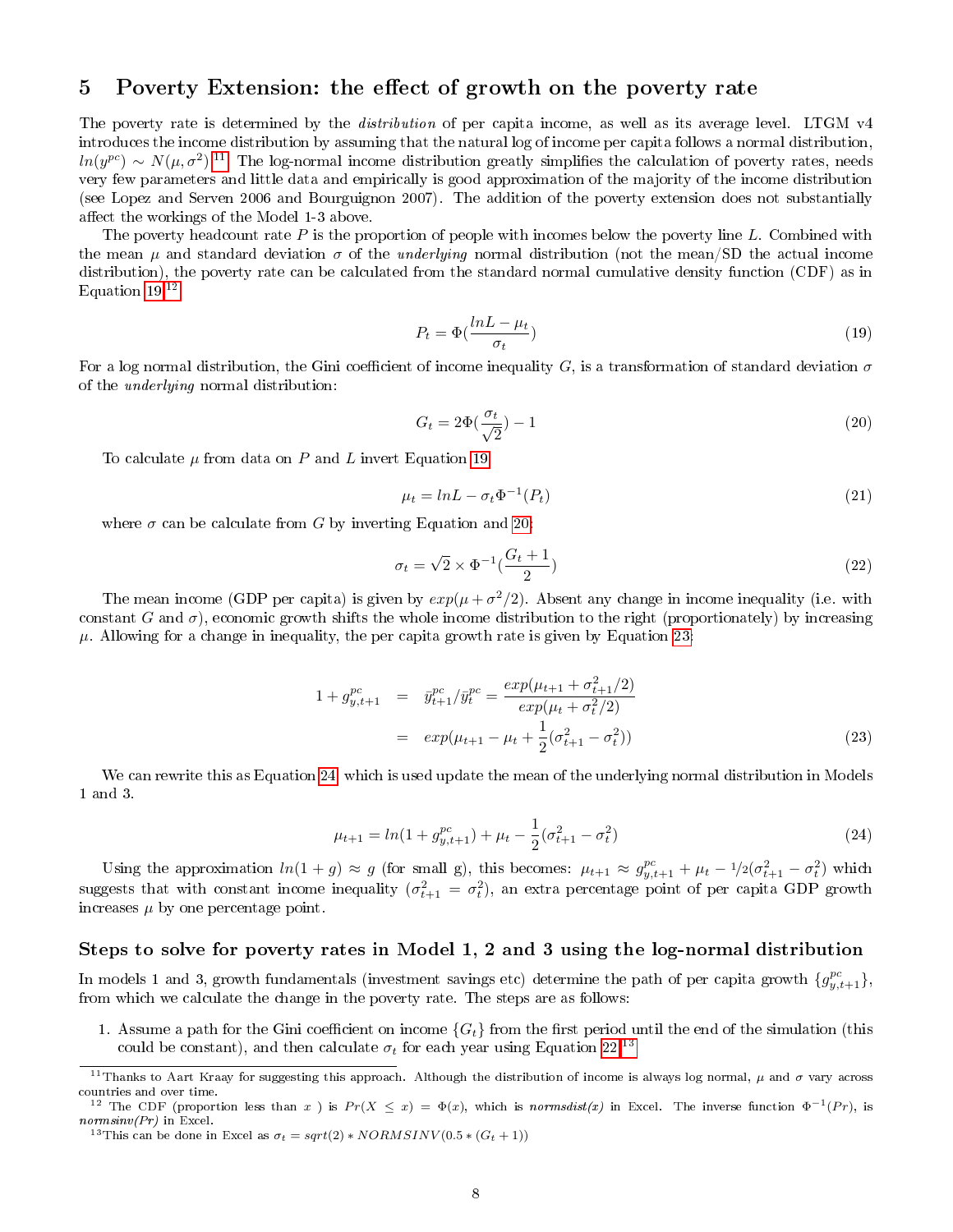## 5 Poverty Extension: the effect of growth on the poverty rate

The poverty rate is determined by the *distribution* of per capita income, as well as its average level. LTGM v4 introduces the income distribution by assuming that the natural log of income per capita follows a normal distribution, $ln(y^{pc}) \sim N(\mu, \sigma^2)$.[11] The log-normal income distribution greatly simplifies the calculation of poverty rates, needs very few parameters and little data and empirically is good approximation of the majority of the income distribution (see Lopez and Serven 2006 and Bourguignon 2007). The addition of the poverty extension does not substantially affect the workings of the Model 1-3 above.

The poverty headcount rate $P$ is the proportion of people with incomes below the poverty line $L$. Combined with the mean $\mu$ and standard deviation $\sigma$ of the *underlying* normal distribution (not the mean/SD the actual income distribution), the poverty rate can be calculated from the standard normal cumulative density function (CDF) as in Equation 19.[12]

$$P_t = \Phi(\frac{lnL - \mu_t}{\sigma_t}) \tag{19}$$

For a log normal distribution, the Gini coefficient of income inequality $G$, is a transformation of standard deviation $\sigma$ of the *underlying* normal distribution:

$$G_t = 2\Phi(\frac{\sigma_t}{\sqrt{2}}) - 1 \tag{20}$$

To calculate $\mu$ from data on $P$ and $L$ invert Equation 19

$$\mu_t = lnL - \sigma_t \Phi^{-1}(P_t) \tag{21}$$

where $\sigma$ can be calculate from $G$ by inverting Equation and 20:

$$\sigma_t = \sqrt{2} \times \Phi^{-1}(\frac{G_t + 1}{2}) \tag{22}$$

The mean income (GDP per capita) is given by $exp(\mu + \sigma^2/2)$. Absent any change in income inequality (i.e. with constant $G$ and $\sigma$), economic growth shifts the whole income distribution to the right (proportionately) by increasing $\mu$. Allowing for a change in inequality, the per capita growth rate is given by Equation 23:

$$\begin{aligned} 1 + g^{pc}_{y,t+1} &= \bar{y}^{pc}_{t+1}/\bar{y}^{pc}_t = \frac{exp(\mu_{t+1} + \sigma^2_{t+1}/2)}{exp(\mu_t + \sigma^2_t/2)} \\ &= exp(\mu_{t+1} - \mu_t + \frac{1}{2}(\sigma^2_{t+1} - \sigma^2_t)) \end{aligned} \tag{23}$$

We can rewrite this as Equation 24, which is used update the mean of the underlying normal distribution in Models 1 and 3.

$$\mu_{t+1} = ln(1 + g^{pc}_{y,t+1}) + \mu_t - \frac{1}{2}(\sigma^2_{t+1} - \sigma^2_t) \tag{24}$$

Using the approximation $ln(1 + g) \approx g$ (for small g), this becomes: $\mu_{t+1} \approx g^{pc}_{y,t+1} + \mu_t - 1/2(\sigma^2_{t+1} - \sigma^2_t)$ which suggests that with constant income inequality ($\sigma^2_{t+1} = \sigma^2_t$), an extra percentage point of per capita GDP growth increases $\mu$ by one percentage point.

### Steps to solve for poverty rates in Model 1, 2 and 3 using the log-normal distribution

In models 1 and 3, growth fundamentals (investment savings etc) determine the path of per capita growth $\{g^{pc}_{y,t+1}\}$, from which we calculate the change in the poverty rate. The steps are as follows:

1. Assume a path for the Gini coefficient on income $\{G_t\}$ from the first period until the end of the simulation (this could be constant), and then calculate $\sigma_t$ for each year using Equation 22.[13]

---

[11] Thanks to Aart Kraay for suggesting this approach. Although the distribution of income is always log normal, $\mu$ and $\sigma$ vary across countries and over time.

[12] The CDF (proportion less than $x$ ) is $Pr(X \leq x) = \Phi(x)$, which is *normsdist(x)* in Excel. The inverse function $\Phi^{-1}(Pr)$, is *normsinv(Pr)* in Excel.

[13] This can be done in Excel as $\sigma_t = sqrt(2) * NORMSINV(0.5 * (G_t + 1))$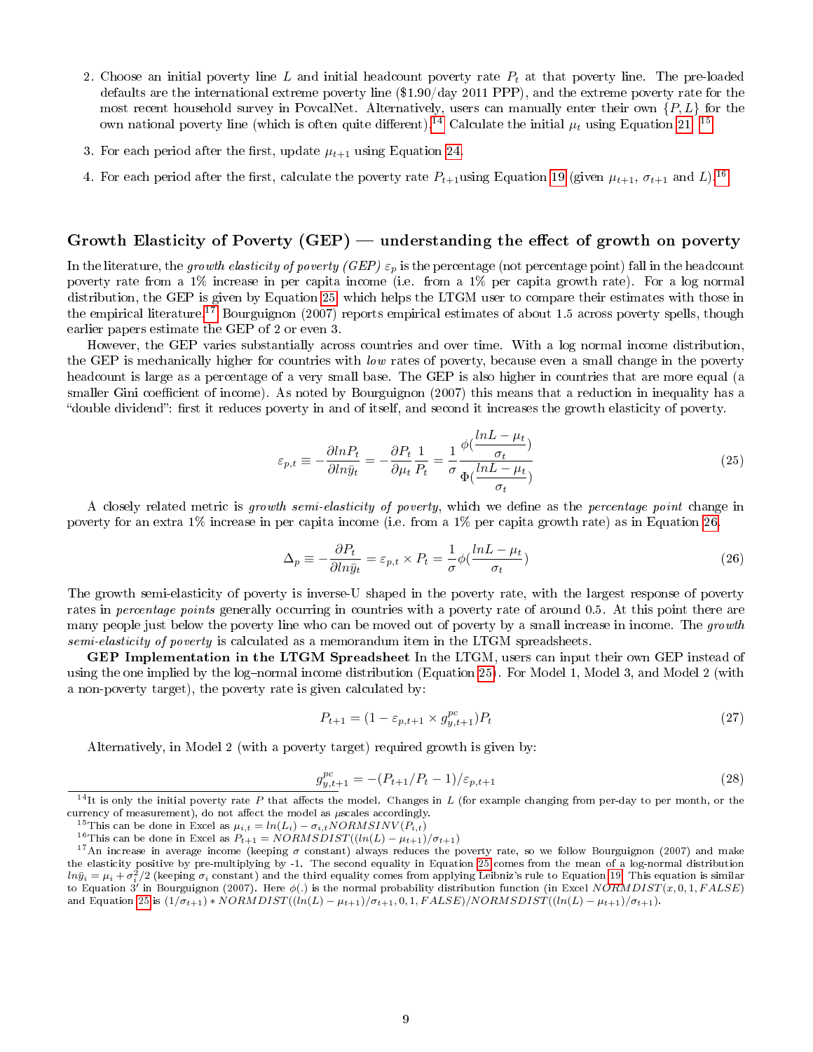2. Choose an initial poverty line $L$ and initial headcount poverty rate $P_t$ at that poverty line. The pre-loaded defaults are the international extreme poverty line ($1.90/day 2011 PPP), and the extreme poverty rate for the most recent household survey in PovcalNet. Alternatively, users can manually enter their own $\{P, L\}$ for the own national poverty line (which is often quite different).[14] Calculate the initial $\mu_t$ using Equation 21.[15]

3. For each period after the first, update $\mu_{t+1}$ using Equation 24.

4. For each period after the first, calculate the poverty rate $P_{t+1}$using Equation 19 (given $\mu_{t+1}$, $\sigma_{t+1}$ and $L$).[16]

## Growth Elasticity of Poverty (GEP) — understanding the effect of growth on poverty

In the literature, the *growth elasticity of poverty (GEP)* $\varepsilon_p$ is the percentage (not percentage point) fall in the headcount poverty rate from a 1% increase in per capita income (i.e. from a 1% per capita growth rate). For a log normal distribution, the GEP is given by Equation 25, which helps the LTGM user to compare their estimates with those in the empirical literature.[17] Bourguignon (2007) reports empirical estimates of about 1.5 across poverty spells, though earlier papers estimate the GEP of 2 or even 3.

However, the GEP varies substantially across countries and over time. With a log normal income distribution, the GEP is mechanically higher for countries with *low* rates of poverty, because even a small change in the poverty headcount is large as a percentage of a very small base. The GEP is also higher in countries that are more equal (a smaller Gini coefficient of income). As noted by Bourguignon (2007) this means that a reduction in inequality has a "double dividend": first it reduces poverty in and of itself, and second it increases the growth elasticity of poverty.

$$\varepsilon_{p,t} \equiv -\frac{\partial lnP_t}{\partial ln\bar{y}_t} = -\frac{\partial P_t}{\partial \mu_t}\frac{1}{P_t} = \frac{1}{\sigma}\frac{\phi(\frac{lnL-\mu_t}{\sigma_t})}{\Phi(\frac{lnL-\mu_t}{\sigma_t})} \tag{25}$$

A closely related metric is *growth semi-elasticity of poverty*, which we define as the *percentage point* change in poverty for an extra 1% increase in per capita income (i.e. from a 1% per capita growth rate) as in Equation 26.

$$\Delta_p \equiv -\frac{\partial P_t}{\partial ln\bar{y}_t} = \varepsilon_{p,t} \times P_t = \frac{1}{\sigma}\phi(\frac{lnL-\mu_t}{\sigma_t}) \tag{26}$$

The growth semi-elasticity of poverty is inverse-U shaped in the poverty rate, with the largest response of poverty rates in *percentage points* generally occurring in countries with a poverty rate of around 0.5. At this point there are many people just below the poverty line who can be moved out of poverty by a small increase in income. The *growth semi-elasticity of poverty* is calculated as a memorandum item in the LTGM spreadsheets.

**GEP Implementation in the LTGM Spreadsheet** In the LTGM, users can input their own GEP instead of using the one implied by the log–normal income distribution (Equation 25). For Model 1, Model 3, and Model 2 (with a non-poverty target), the poverty rate is given calculated by:

$$P_{t+1} = (1 - \varepsilon_{p,t+1} \times g^{pc}_{y,t+1})P_t \tag{27}$$

Alternatively, in Model 2 (with a poverty target) required growth is given by:

$$g^{pc}_{y,t+1} = -(P_{t+1}/P_t - 1)/\varepsilon_{p,t+1} \tag{28}$$

---

[14] It is only the initial poverty rate $P$ that affects the model. Changes in $L$ (for example changing from per-day to per month, or the currency of measurement), do not affect the model as $\mu$scales accordingly.

[15] This can be done in Excel as $\mu_{i,t} = ln(L_i) - \sigma_{i,t}NORMSINV(P_{i,t})$

[16] This can be done in Excel as $P_{t+1} = NORMSDIST((ln(L) - \mu_{t+1})/\sigma_{t+1})$

[17] An increase in average income (keeping $\sigma$ constant) always reduces the poverty rate, so we follow Bourguignon (2007) and make the elasticity positive by pre-multiplying by -1. The second equality in Equation 25 comes from the mean of a log-normal distribution $ln\bar{y}_i = \mu_i + \sigma_i^2/2$ (keeping $\sigma_i$ constant) and the third equality comes from applying Leibniz's rule to Equation 19. This equation is similar to Equation 3' in Bourguignon (2007). Here $\phi(.)$ is the normal probability distribution function (in Excel $NORMDIST(x, 0, 1, FALSE)$ and Equation 25 is $(1/\sigma_{t+1}) * NORMDIST((ln(L) - \mu_{t+1})/\sigma_{t+1}, 0, 1, FALSE)/NORMSDIST((ln(L) - \mu_{t+1})/\sigma_{t+1})$.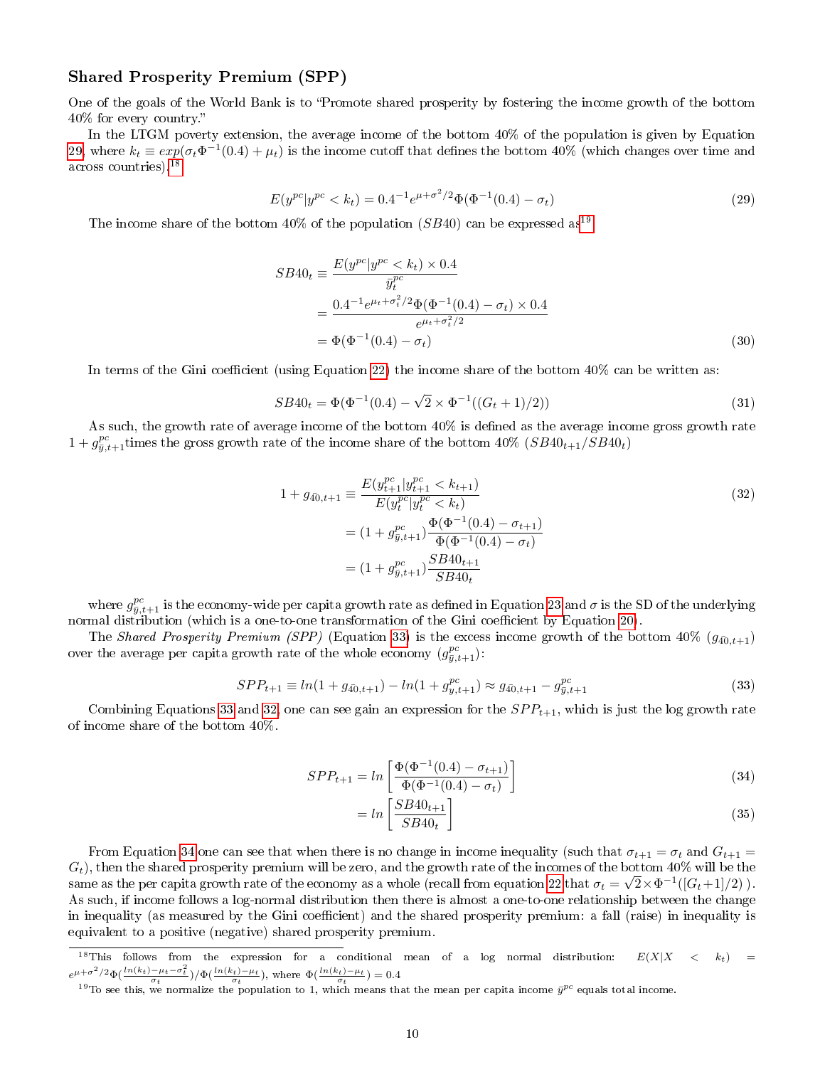### Shared Prosperity Premium (SPP)

One of the goals of the World Bank is to "Promote shared prosperity by fostering the income growth of the bottom 40% for every country."

In the LTGM poverty extension, the average income of the bottom 40% of the population is given by Equation 29, where $k_t \equiv exp(\sigma_t \Phi^{-1}(0.4) + \mu_t)$ is the income cutoff that defines the bottom 40% (which changes over time and across countries).[18]

$$E(y^{pc}|y^{pc} < k_t) = 0.4^{-1} e^{\mu + \sigma^2/2} \Phi(\Phi^{-1}(0.4) - \sigma_t) \tag{29}$$

The income share of the bottom 40% of the population ($SB40$) can be expressed as[19]

$$\begin{aligned} SB40_t &\equiv \frac{E(y^{pc}|y^{pc} < k_t) \times 0.4}{\bar{y}_t^{pc}} \\ &= \frac{0.4^{-1} e^{\mu_t + \sigma_t^2/2} \Phi(\Phi^{-1}(0.4) - \sigma_t) \times 0.4}{e^{\mu_t + \sigma_t^2/2}} \\ &= \Phi(\Phi^{-1}(0.4) - \sigma_t) \end{aligned} \tag{30}$$

In terms of the Gini coefficient (using Equation 22) the income share of the bottom 40% can be written as:

$$SB40_t = \Phi(\Phi^{-1}(0.4) - \sqrt{2} \times \Phi^{-1}((G_t + 1)/2)) \tag{31}$$

As such, the growth rate of average income of the bottom 40% is defined as the average income gross growth rate $1 + g^{pc}_{\bar{y},t+1}$times the gross growth rate of the income share of the bottom 40% ($SB40_{t+1}/SB40_t$)

$$\begin{aligned} 1 + g_{\bar{40},t+1} &\equiv \frac{E(y^{pc}_{t+1}|y^{pc}_{t+1} < k_{t+1})}{E(y^{pc}_t|y^{pc}_t < k_t)} \\ &= (1 + g^{pc}_{\bar{y},t+1}) \frac{\Phi(\Phi^{-1}(0.4) - \sigma_{t+1})}{\Phi(\Phi^{-1}(0.4) - \sigma_t)} \\ &= (1 + g^{pc}_{\bar{y},t+1}) \frac{SB40_{t+1}}{SB40_t} \end{aligned} \tag{32}$$

where $g^{pc}_{\bar{y},t+1}$ is the economy-wide per capita growth rate as defined in Equation 23 and $\sigma$ is the SD of the underlying normal distribution (which is a one-to-one transformation of the Gini coefficient by Equation 20).

The *Shared Prosperity Premium (SPP)* (Equation 33) is the excess income growth of the bottom 40% ($g_{\bar{40},t+1}$) over the average per capita growth rate of the whole economy ($g^{pc}_{\bar{y},t+1}$):

$$SPP_{t+1} \equiv ln(1 + g_{\bar{40},t+1}) - ln(1 + g^{pc}_{y,t+1}) \approx g_{\bar{40},t+1} - g^{pc}_{\bar{y},t+1} \tag{33}$$

Combining Equations 33 and 32, one can see gain an expression for the $SPP_{t+1}$, which is just the log growth rate of income share of the bottom 40%.

$$\begin{aligned} SPP_{t+1} &= ln\left[\frac{\Phi(\Phi^{-1}(0.4) - \sigma_{t+1})}{\Phi(\Phi^{-1}(0.4) - \sigma_t)}\right] & (34) \\ &= ln\left[\frac{SB40_{t+1}}{SB40_t}\right] & (35) \end{aligned}$$

From Equation 34 one can see that when there is no change in income inequality (such that $\sigma_{t+1} = \sigma_t$ and $G_{t+1} = G_t$), then the shared prosperity premium will be zero, and the growth rate of the incomes of the bottom 40% will be the same as the per capita growth rate of the economy as a whole (recall from equation 22 that $\sigma_t = \sqrt{2} \times \Phi^{-1}([G_t + 1]/2)$ ). As such, if income follows a log-normal distribution then there is almost a one-to-one relationship between the change in inequality (as measured by the Gini coefficient) and the shared prosperity premium: a fall (raise) in inequality is equivalent to a positive (negative) shared prosperity premium.

---

[18] This follows from the expression for a conditional mean of a log normal distribution: $E(X|X < k_t) = e^{\mu + \sigma^2/2} \Phi(\frac{ln(k_t) - \mu_t - \sigma_t^2}{\sigma_t}) / \Phi(\frac{ln(k_t) - \mu_t}{\sigma_t})$, where $\Phi(\frac{ln(k_t) - \mu_t}{\sigma_t}) = 0.4$

[19] To see this, we normalize the population to 1, which means that the mean per capita income $\bar{y}^{pc}$ equals total income.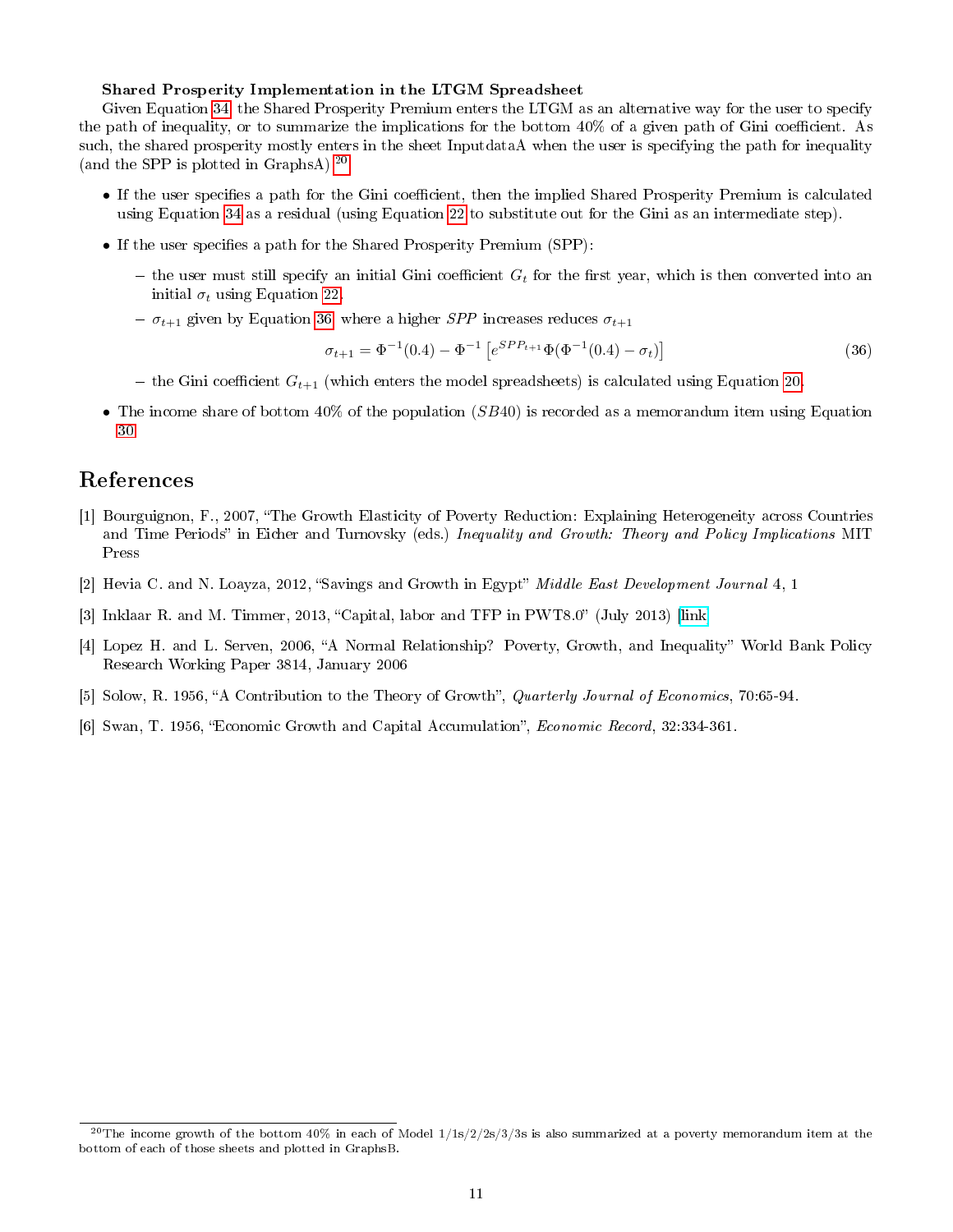**Shared Prosperity Implementation in the LTGM Spreadsheet**

Given Equation 34, the Shared Prosperity Premium enters the LTGM as an alternative way for the user to specify the path of inequality, or to summarize the implications for the bottom 40% of a given path of Gini coefficient. As such, the shared prosperity mostly enters in the sheet InputdataA when the user is specifying the path for inequality (and the SPP is plotted in GraphsA).[20]

- If the user specifies a path for the Gini coefficient, then the implied Shared Prosperity Premium is calculated using Equation 34 as a residual (using Equation 22 to substitute out for the Gini as an intermediate step).
- If the user specifies a path for the Shared Prosperity Premium (SPP):
  - the user must still specify an initial Gini coefficient $G_t$ for the first year, which is then converted into an initial $\sigma_t$ using Equation 22.
  - $\sigma_{t+1}$ given by Equation 36, where a higher $SPP$ increases reduces $\sigma_{t+1}$

$$\sigma_{t+1} = \Phi^{-1}(0.4) - \Phi^{-1}\left[e^{SPP_{t+1}}\Phi(\Phi^{-1}(0.4) - \sigma_t)\right] \tag{36}$$

  - the Gini coefficient $G_{t+1}$ (which enters the model spreadsheets) is calculated using Equation 20.
- The income share of bottom 40% of the population ($SB40$) is recorded as a memorandum item using Equation 30.

## References

[1] Bourguignon, F., 2007, "The Growth Elasticity of Poverty Reduction: Explaining Heterogeneity across Countries and Time Periods" in Eicher and Turnovsky (eds.) *Inequality and Growth: Theory and Policy Implications* MIT Press

[2] Hevia C. and N. Loayza, 2012, "Savings and Growth in Egypt" *Middle East Development Journal* 4, 1

[3] Inklaar R. and M. Timmer, 2013, "Capital, labor and TFP in PWT8.0" (July 2013) [link]

[4] Lopez H. and L. Serven, 2006, "A Normal Relationship? Poverty, Growth, and Inequality" World Bank Policy Research Working Paper 3814, January 2006

[5] Solow, R. 1956, "A Contribution to the Theory of Growth", *Quarterly Journal of Economics*, 70:65-94.

[6] Swan, T. 1956, "Economic Growth and Capital Accumulation", *Economic Record*, 32:334-361.

---

[20] The income growth of the bottom 40% in each of Model 1/1s/2/2s/3/3s is also summarized at a poverty memorandum item at the bottom of each of those sheets and plotted in GraphsB.